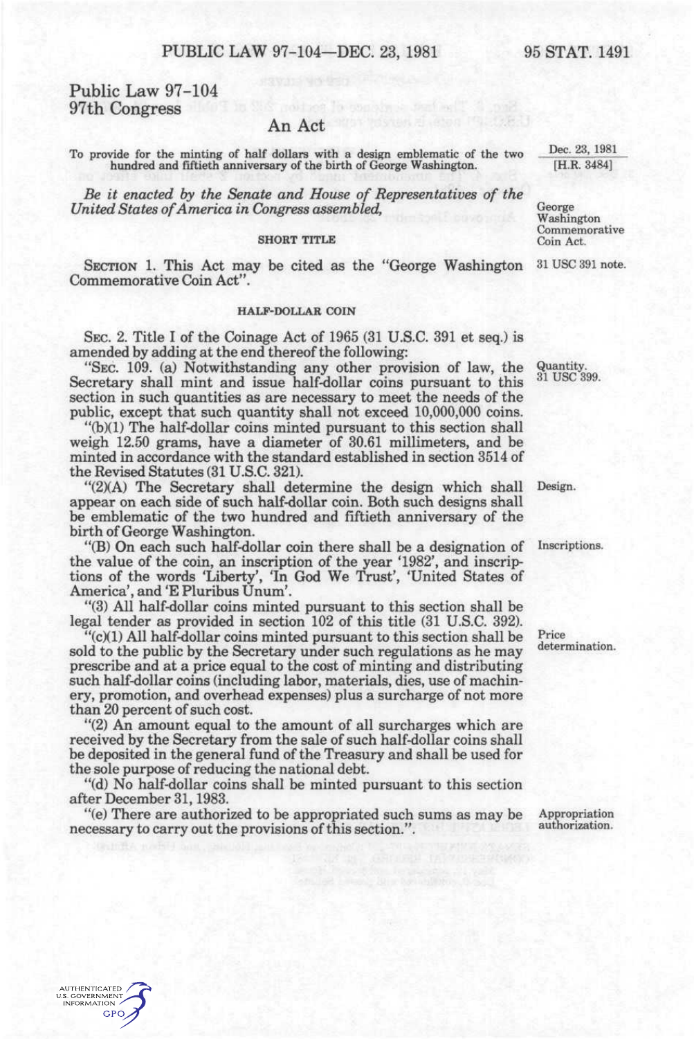# Public Law 97-104
## 97th Congress

## An Act

To provide for the minting of half dollars with a design emblematic of the two hundred and fiftieth anniversary of the birth of George Washington.

Dec. 23, 1981
[H.R. 3484]

*Be it enacted by the Senate and House of Representatives of the United States of America in Congress assembled,*

George Washington Commemorative Coin Act.

### SHORT TITLE

SECTION 1. This Act may be cited as the "George Washington Commemorative Coin Act".

31 USC 391 note.

### HALF-DOLLAR COIN

SEC. 2. Title I of the Coinage Act of 1965 (31 U.S.C. 391 et seq.) is amended by adding at the end thereof the following:

"SEC. 109. (a) Notwithstanding any other provision of law, the Secretary shall mint and issue half-dollar coins pursuant to this section in such quantities as are necessary to meet the needs of the public, except that such quantity shall not exceed 10,000,000 coins.

Quantity. 31 USC 399.

"(b)(1) The half-dollar coins minted pursuant to this section shall weigh 12.50 grams, have a diameter of 30.61 millimeters, and be minted in accordance with the standard established in section 3514 of the Revised Statutes (31 U.S.C. 321).

"(2)(A) The Secretary shall determine the design which shall appear on each side of such half-dollar coin. Both such designs shall be emblematic of the two hundred and fiftieth anniversary of the birth of George Washington.

Design.

"(B) On each such half-dollar coin there shall be a designation of the value of the coin, an inscription of the year '1982', and inscriptions of the words 'Liberty', 'In God We Trust', 'United States of America', and 'E Pluribus Unum'.

Inscriptions.

"(3) All half-dollar coins minted pursuant to this section shall be legal tender as provided in section 102 of this title (31 U.S.C. 392).

"(c)(1) All half-dollar coins minted pursuant to this section shall be sold to the public by the Secretary under such regulations as he may prescribe and at a price equal to the cost of minting and distributing such half-dollar coins (including labor, materials, dies, use of machinery, promotion, and overhead expenses) plus a surcharge of not more than 20 percent of such cost.

Price determination.

"(2) An amount equal to the amount of all surcharges which are received by the Secretary from the sale of such half-dollar coins shall be deposited in the general fund of the Treasury and shall be used for the sole purpose of reducing the national debt.

"(d) No half-dollar coins shall be minted pursuant to this section after December 31, 1983.

"(e) There are authorized to be appropriated such sums as may be necessary to carry out the provisions of this section.".

Appropriation authorization.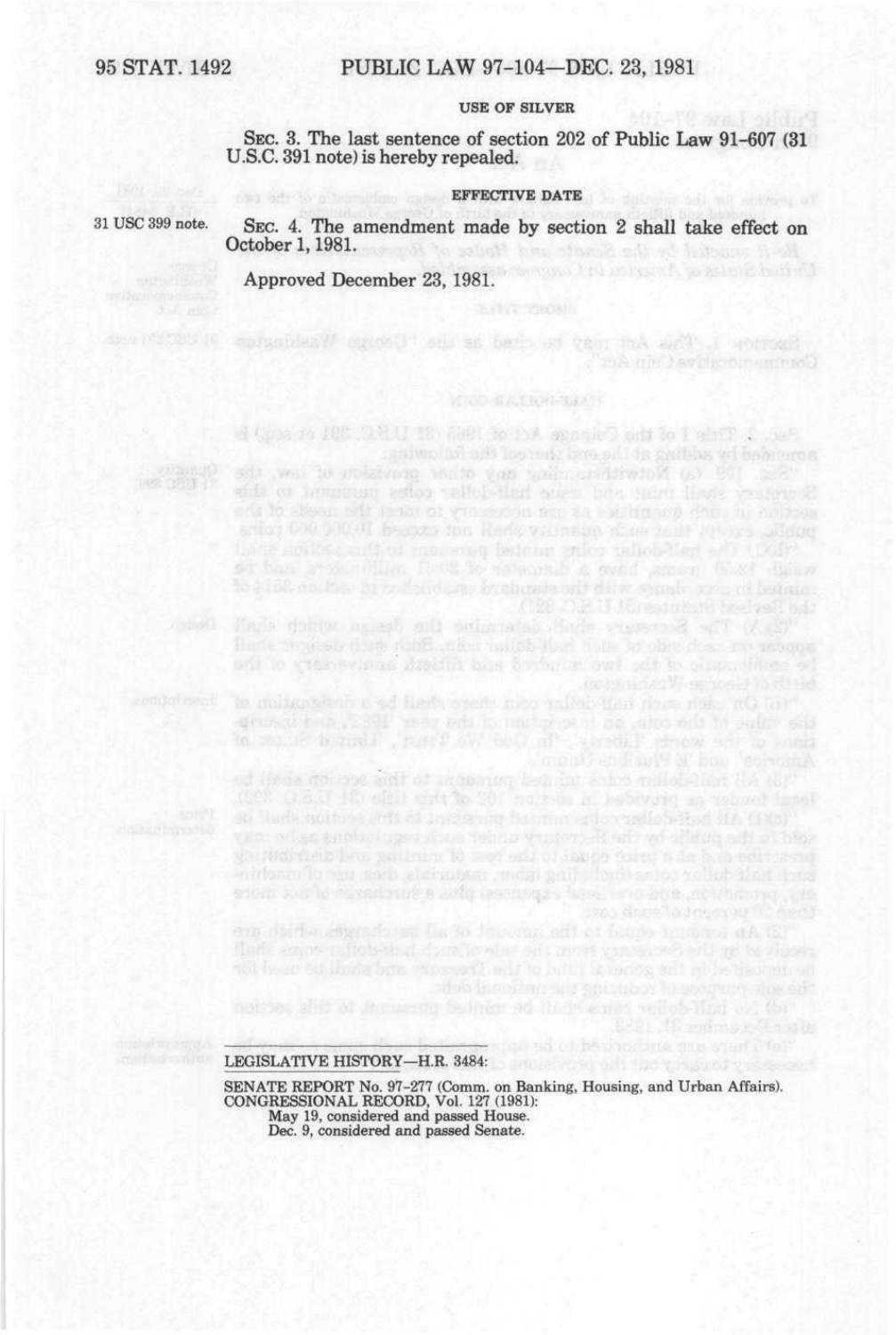### USE OF SILVER

SEC. 3. The last sentence of section 202 of Public Law 91-607 (31 U.S.C. 391 note) is hereby repealed.

### EFFECTIVE DATE

31 USC 399 note.

SEC. 4. The amendment made by section 2 shall take effect on October 1, 1981.

Approved December 23, 1981.

---

LEGISLATIVE HISTORY—H.R. 3484:

SENATE REPORT No. 97-277 (Comm. on Banking, Housing, and Urban Affairs).
CONGRESSIONAL RECORD, Vol. 127 (1981):
May 19, considered and passed House.
Dec. 9, considered and passed Senate.